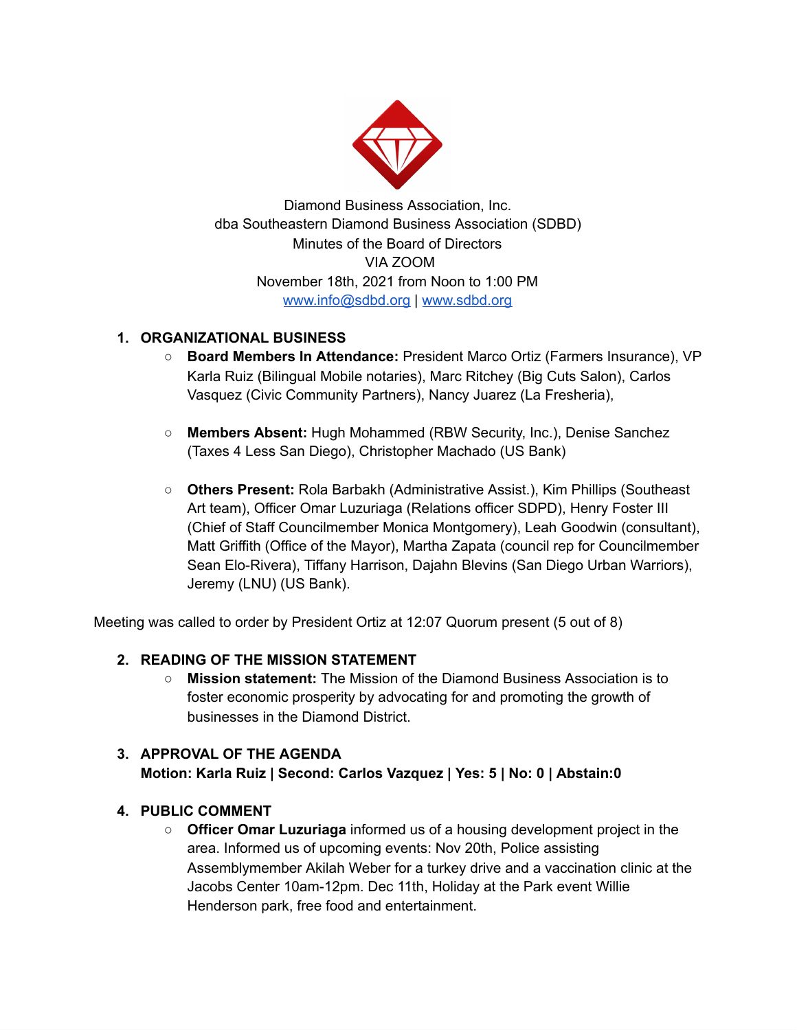Diamond Business Association, Inc.
dba Southeastern Diamond Business Association (SDBD)
Minutes of the Board of Directors
VIA ZOOM
November 18th, 2021 from Noon to 1:00 PM
www.info@sdbd.org | www.sdbd.org

1. **ORGANIZATIONAL BUSINESS**
   - **Board Members In Attendance:** President Marco Ortiz (Farmers Insurance), VP Karla Ruiz (Bilingual Mobile notaries), Marc Ritchey (Big Cuts Salon), Carlos Vasquez (Civic Community Partners), Nancy Juarez (La Fresheria),
   - **Members Absent:** Hugh Mohammed (RBW Security, Inc.), Denise Sanchez (Taxes 4 Less San Diego), Christopher Machado (US Bank)
   - **Others Present:** Rola Barbakh (Administrative Assist.), Kim Phillips (Southeast Art team), Officer Omar Luzuriaga (Relations officer SDPD), Henry Foster III (Chief of Staff Councilmember Monica Montgomery), Leah Goodwin (consultant), Matt Griffith (Office of the Mayor), Martha Zapata (council rep for Councilmember Sean Elo-Rivera), Tiffany Harrison, Dajahn Blevins (San Diego Urban Warriors), Jeremy (LNU) (US Bank).

Meeting was called to order by President Ortiz at 12:07 Quorum present (5 out of 8)

2. **READING OF THE MISSION STATEMENT**
   - **Mission statement:** The Mission of the Diamond Business Association is to foster economic prosperity by advocating for and promoting the growth of businesses in the Diamond District.

3. **APPROVAL OF THE AGENDA**
   **Motion: Karla Ruiz | Second: Carlos Vazquez | Yes: 5 | No: 0 | Abstain:0**

4. **PUBLIC COMMENT**
   - **Officer Omar Luzuriaga** informed us of a housing development project in the area. Informed us of upcoming events: Nov 20th, Police assisting Assemblymember Akilah Weber for a turkey drive and a vaccination clinic at the Jacobs Center 10am-12pm. Dec 11th, Holiday at the Park event Willie Henderson park, free food and entertainment.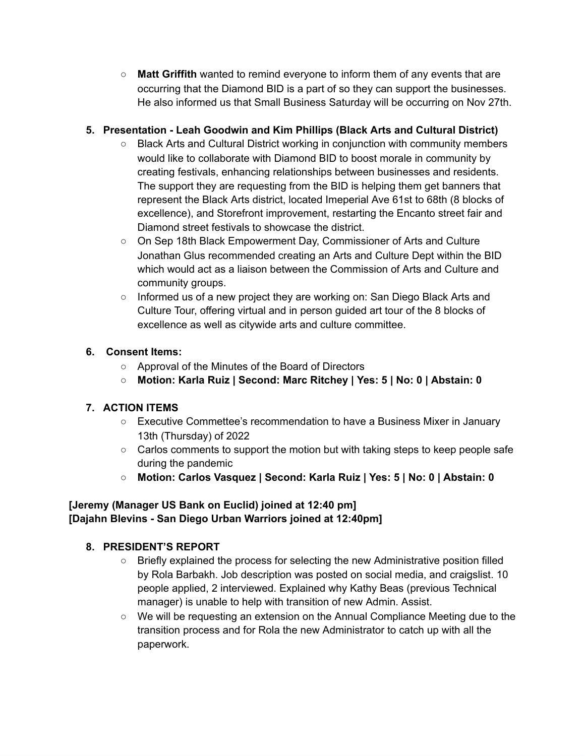- **Matt Griffith** wanted to remind everyone to inform them of any events that are occurring that the Diamond BID is a part of so they can support the businesses. He also informed us that Small Business Saturday will be occurring on Nov 27th.

5. **Presentation - Leah Goodwin and Kim Phillips (Black Arts and Cultural District)**
   - Black Arts and Cultural District working in conjunction with community members would like to collaborate with Diamond BID to boost morale in community by creating festivals, enhancing relationships between businesses and residents. The support they are requesting from the BID is helping them get banners that represent the Black Arts district, located Imeperial Ave 61st to 68th (8 blocks of excellence), and Storefront improvement, restarting the Encanto street fair and Diamond street festivals to showcase the district.
   - On Sep 18th Black Empowerment Day, Commissioner of Arts and Culture Jonathan Glus recommended creating an Arts and Culture Dept within the BID which would act as a liaison between the Commission of Arts and Culture and community groups.
   - Informed us of a new project they are working on: San Diego Black Arts and Culture Tour, offering virtual and in person guided art tour of the 8 blocks of excellence as well as citywide arts and culture committee.

6. **Consent Items:**
   - Approval of the Minutes of the Board of Directors
   - **Motion: Karla Ruiz | Second: Marc Ritchey | Yes: 5 | No: 0 | Abstain: 0**

7. **ACTION ITEMS**
   - Executive Commettee's recommendation to have a Business Mixer in January 13th (Thursday) of 2022
   - Carlos comments to support the motion but with taking steps to keep people safe during the pandemic
   - **Motion: Carlos Vasquez | Second: Karla Ruiz | Yes: 5 | No: 0 | Abstain: 0**

**[Jeremy (Manager US Bank on Euclid) joined at 12:40 pm]**
**[Dajahn Blevins - San Diego Urban Warriors joined at 12:40pm]**

8. **PRESIDENT'S REPORT**
   - Briefly explained the process for selecting the new Administrative position filled by Rola Barbakh. Job description was posted on social media, and craigslist. 10 people applied, 2 interviewed. Explained why Kathy Beas (previous Technical manager) is unable to help with transition of new Admin. Assist.
   - We will be requesting an extension on the Annual Compliance Meeting due to the transition process and for Rola the new Administrator to catch up with all the paperwork.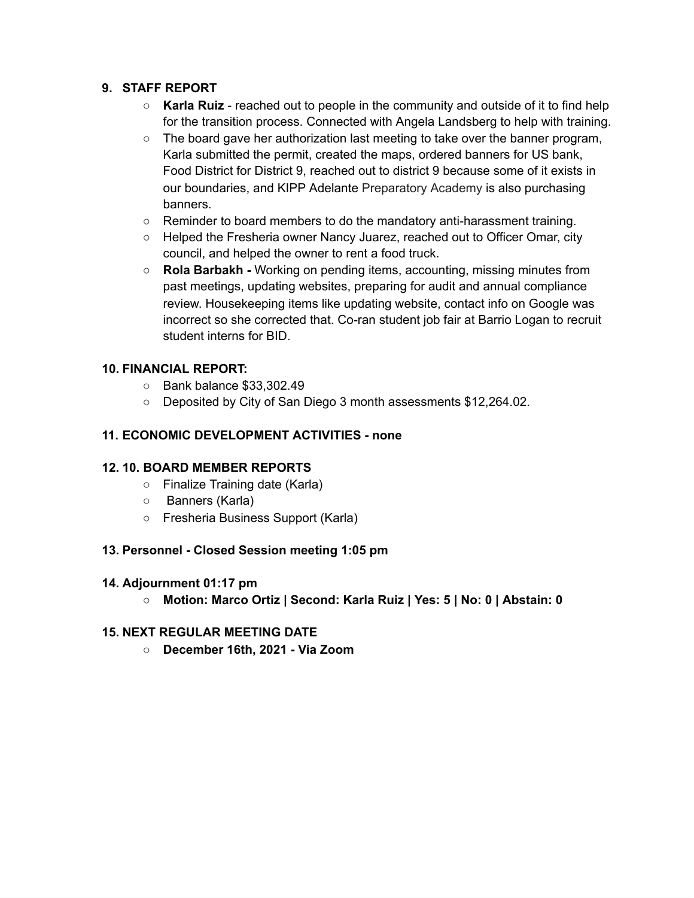**9. STAFF REPORT**

- **Karla Ruiz** - reached out to people in the community and outside of it to find help for the transition process. Connected with Angela Landsberg to help with training.
- The board gave her authorization last meeting to take over the banner program, Karla submitted the permit, created the maps, ordered banners for US bank, Food District for District 9, reached out to district 9 because some of it exists in our boundaries, and KIPP Adelante Preparatory Academy is also purchasing banners.
- Reminder to board members to do the mandatory anti-harassment training.
- Helped the Fresheria owner Nancy Juarez, reached out to Officer Omar, city council, and helped the owner to rent a food truck.
- **Rola Barbakh -** Working on pending items, accounting, missing minutes from past meetings, updating websites, preparing for audit and annual compliance review. Housekeeping items like updating website, contact info on Google was incorrect so she corrected that. Co-ran student job fair at Barrio Logan to recruit student interns for BID.

**10. FINANCIAL REPORT:**

- Bank balance $33,302.49
- Deposited by City of San Diego 3 month assessments $12,264.02.

**11. ECONOMIC DEVELOPMENT ACTIVITIES - none**

**12. 10. BOARD MEMBER REPORTS**

- Finalize Training date (Karla)
- Banners (Karla)
- Fresheria Business Support (Karla)

**13. Personnel - Closed Session meeting 1:05 pm**

**14. Adjournment 01:17 pm**

- **Motion: Marco Ortiz | Second: Karla Ruiz | Yes: 5 | No: 0 | Abstain: 0**

**15. NEXT REGULAR MEETING DATE**

- **December 16th, 2021 - Via Zoom**